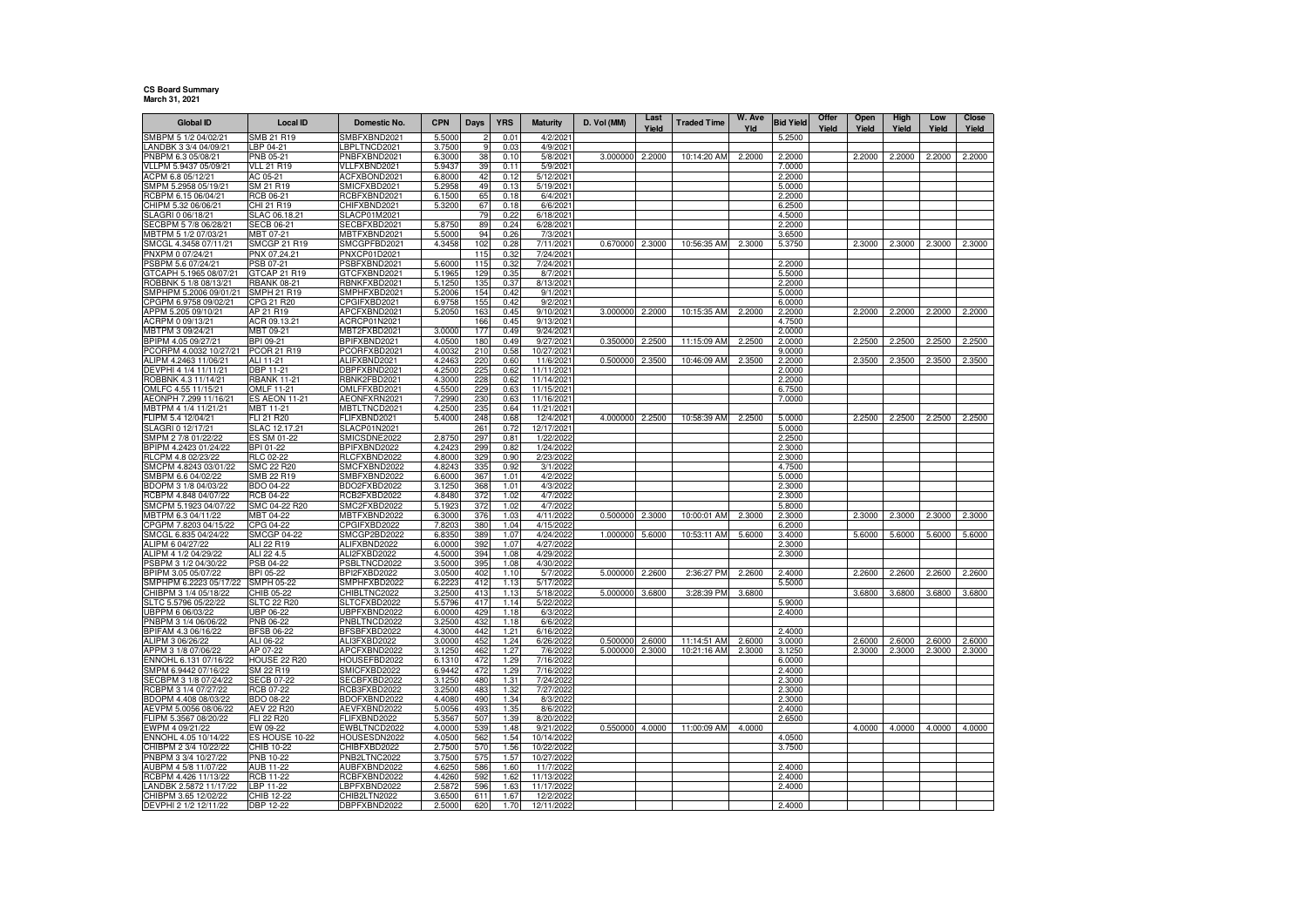**CS Board Summary**
**March 31, 2021**

| Global ID | Local ID | Domestic No. | CPN | Days | YRS | Maturity | D. Vol (MM) | Last Yield | Traded Time | W. Ave Yld | Bid Yield | Offer Yield | Open Yield | High Yield | Low Yield | Close Yield |
|---|---|---|---|---|---|---|---|---|---|---|---|---|---|---|---|---|
| SMBPM 5 1/2 04/02/21 | SMB 21 R19 | SMBFXBND2021 | 5.5000 | 2 | 0.01 | 4/2/2021 | | | | | 5.2500 | | | | | |
| LANDBK 3 3/4 04/09/21 | LBP 04-21 | LBPLTNCD2021 | 3.7500 | 9 | 0.03 | 4/9/2021 | | | | | | | | | | |
| PNBPM 6.3 05/08/21 | PNB 05-21 | PNBFXBND2021 | 6.3000 | 38 | 0.10 | 5/8/2021 | 3.000000 | 2.2000 | 10:14:20 AM | 2.2000 | 2.2000 | | 2.2000 | 2.2000 | 2.2000 | 2.2000 |
| VLLPM 5.9437 05/09/21 | VLL 21 R19 | VLLFXBND2021 | 5.9437 | 39 | 0.11 | 5/9/2021 | | | | | 7.0000 | | | | | |
| ACPM 6.8 05/12/21 | AC 05-21 | ACFXBOND2021 | 6.8000 | 42 | 0.12 | 5/12/2021 | | | | | 2.2000 | | | | | |
| SMPM 5.2958 05/19/21 | SM 21 R19 | SMICFXBD2021 | 5.2958 | 49 | 0.13 | 5/19/2021 | | | | | 5.0000 | | | | | |
| RCBPM 6.15 06/04/21 | RCB 06-21 | RCBFXBND2021 | 6.1500 | 65 | 0.18 | 6/4/2021 | | | | | 2.2000 | | | | | |
| CHIPM 5.32 06/06/21 | CHI 21 R19 | CHIFXBND2021 | 5.3200 | 67 | 0.18 | 6/6/2021 | | | | | 6.2500 | | | | | |
| SLAGRI 0 06/18/21 | SLAC 06.18.21 | SLACP01M2021 | | 79 | 0.22 | 6/18/2021 | | | | | 4.5000 | | | | | |
| SECBPM 5 7/8 06/28/21 | SECB 06-21 | SECBFXBD2021 | 5.8750 | 89 | 0.24 | 6/28/2021 | | | | | 2.2000 | | | | | |
| MBTPM 5 1/2 07/03/21 | MBT 07-21 | MBTFXBND2021 | 5.5000 | 94 | 0.26 | 7/3/2021 | | | | | 3.6500 | | | | | |
| SMCGL 4.3458 07/11/21 | SMCGP 21 R19 | SMCGPFBD2021 | 4.3458 | 102 | 0.28 | 7/11/2021 | 0.670000 | 2.3000 | 10:56:35 AM | 2.3000 | 5.3750 | | 2.3000 | 2.3000 | 2.3000 | 2.3000 |
| PNXPM 0 07/24/21 | PNX 07.24.21 | PNXCP01D2021 | | 115 | 0.32 | 7/24/2021 | | | | | | | | | | |
| PSBPM 5.6 07/24/21 | PSB 07-21 | PSBFXBND2021 | 5.6000 | 115 | 0.32 | 7/24/2021 | | | | | 2.2000 | | | | | |
| GTCAPH 5.1965 08/07/21 | GTCAP 21 R19 | GTCFXBND2021 | 5.1965 | 129 | 0.35 | 8/7/2021 | | | | | 5.5000 | | | | | |
| ROBBNK 5 1/8 08/13/21 | RBANK 08-21 | RBNKFXBD2021 | 5.1250 | 135 | 0.37 | 8/13/2021 | | | | | 2.2000 | | | | | |
| SMPHPM 5.2006 09/01/21 | SMPH 21 R19 | SMPHFXBD2021 | 5.2006 | 154 | 0.42 | 9/1/2021 | | | | | 5.0000 | | | | | |
| CPGPM 6.9758 09/02/21 | CPG 21 R20 | CPGIFXBD2021 | 6.9758 | 155 | 0.42 | 9/2/2021 | | | | | 6.0000 | | | | | |
| APPM 5.205 09/10/21 | AP 21 R19 | APCFXBND2021 | 5.2050 | 163 | 0.45 | 9/10/2021 | 3.000000 | 2.2000 | 10:15:35 AM | 2.2000 | 2.2000 | | 2.2000 | 2.2000 | 2.2000 | 2.2000 |
| ACRPM 0 09/13/21 | ACR 09.13.21 | ACRCP01N2021 | | 166 | 0.45 | 9/13/2021 | | | | | 4.7500 | | | | | |
| MBTPM 3 09/24/21 | MBT 09-21 | MBT2FXBD2021 | 3.0000 | 177 | 0.49 | 9/24/2021 | | | | | 2.0000 | | | | | |
| BPIPM 4.05 09/27/21 | BPI 09-21 | BPIFXBND2021 | 4.0500 | 180 | 0.49 | 9/27/2021 | 0.350000 | 2.2500 | 11:15:09 AM | 2.2500 | 2.0000 | | 2.2500 | 2.2500 | 2.2500 | 2.2500 |
| PCORPM 4.0032 10/27/21 | PCOR 21 R19 | PCORFXBD2021 | 4.0032 | 210 | 0.58 | 10/27/2021 | | | | | 9.0000 | | | | | |
| ALIPM 4.2463 11/06/21 | ALI 11-21 | ALIFXBND2021 | 4.2463 | 220 | 0.60 | 11/6/2021 | 0.500000 | 2.3500 | 10:46:09 AM | 2.3500 | 2.2000 | | 2.3500 | 2.3500 | 2.3500 | 2.3500 |
| DEVPHI 4 1/4 11/11/21 | DBP 11-21 | DBPFXBND2021 | 4.2500 | 225 | 0.62 | 11/11/2021 | | | | | 2.0000 | | | | | |
| ROBBNK 4.3 11/14/21 | RBANK 11-21 | RBNK2FBD2021 | 4.3000 | 228 | 0.62 | 11/14/2021 | | | | | 2.2000 | | | | | |
| OMLFC 4.55 11/15/21 | OMLF 11-21 | OMLFFXBD2021 | 4.5500 | 229 | 0.63 | 11/15/2021 | | | | | 6.7500 | | | | | |
| AEONPH 7.299 11/16/21 | ES AEON 11-21 | AEONFXRN2021 | 7.2990 | 230 | 0.63 | 11/16/2021 | | | | | 7.0000 | | | | | |
| MBTPM 4 1/4 11/21/21 | MBT 11-21 | MBTLTNCD2021 | 4.2500 | 235 | 0.64 | 11/21/2021 | | | | | | | | | | |
| FLIPM 5.4 12/04/21 | FLI 21 R20 | FLIFXBND2021 | 5.4000 | 248 | 0.68 | 12/4/2021 | 4.000000 | 2.2500 | 10:58:39 AM | 2.2500 | 5.0000 | | 2.2500 | 2.2500 | 2.2500 | 2.2500 |
| SLAGRI 0 12/17/21 | SLAC 12.17.21 | SLACP01N2021 | | 261 | 0.72 | 12/17/2021 | | | | | 5.0000 | | | | | |
| SMPM 2 7/8 01/22/22 | ES SM 01-22 | SMICSDNE2022 | 2.8750 | 297 | 0.81 | 1/22/2022 | | | | | 2.2500 | | | | | |
| BPIPM 4.2423 01/24/22 | BPI 01-22 | BPIFXBND2022 | 4.2423 | 299 | 0.82 | 1/24/2022 | | | | | 2.3000 | | | | | |
| RLCPM 4.8 02/23/22 | RLC 02-22 | RLCFXBND2022 | 4.8000 | 329 | 0.90 | 2/23/2022 | | | | | 2.3000 | | | | | |
| SMCPM 4.8243 03/01/22 | SMC 22 R20 | SMCFXBND2022 | 4.8243 | 335 | 0.92 | 3/1/2022 | | | | | 4.7500 | | | | | |
| SMBPM 6.6 04/02/22 | SMB 22 R19 | SMBFXBND2022 | 6.6000 | 367 | 1.01 | 4/2/2022 | | | | | 5.0000 | | | | | |
| BDOPM 3 1/8 04/03/22 | BDO 04-22 | BDO2FXBD2022 | 3.1250 | 368 | 1.01 | 4/3/2022 | | | | | 2.3000 | | | | | |
| RCBPM 4.848 04/07/22 | RCB 04-22 | RCB2FXBD2022 | 4.8480 | 372 | 1.02 | 4/7/2022 | | | | | 2.3000 | | | | | |
| SMCPM 5.1923 04/07/22 | SMC 04-22 R20 | SMC2FXBD2022 | 5.1923 | 372 | 1.02 | 4/7/2022 | | | | | 5.8000 | | | | | |
| MBTPM 6.3 04/11/22 | MBT 04-22 | MBTFXBND2022 | 6.3000 | 376 | 1.03 | 4/11/2022 | 0.500000 | 2.3000 | 10:00:01 AM | 2.3000 | 2.3000 | | 2.3000 | 2.3000 | 2.3000 | 2.3000 |
| CPGPM 7.8203 04/15/22 | CPG 04-22 | CPGIFXBD2022 | 7.8203 | 380 | 1.04 | 4/15/2022 | | | | | 6.2000 | | | | | |
| SMCGL 6.835 04/24/22 | SMCGP 04-22 | SMCGP2BD2022 | 6.8350 | 389 | 1.07 | 4/24/2022 | 1.000000 | 5.6000 | 10:53:11 AM | 5.6000 | 3.4000 | | 5.6000 | 5.6000 | 5.6000 | 5.6000 |
| ALIPM 6 04/27/22 | ALI 22 R19 | ALIFXBND2022 | 6.0000 | 392 | 1.07 | 4/27/2022 | | | | | 2.3000 | | | | | |
| ALIPM 4 1/2 04/29/22 | ALI 22 4.5 | ALI2FXBD2022 | 4.5000 | 394 | 1.08 | 4/29/2022 | | | | | 2.3000 | | | | | |
| PSBPM 3 1/2 04/30/22 | PSB 04-22 | PSBLTNCD2022 | 3.5000 | 395 | 1.08 | 4/30/2022 | | | | | | | | | | |
| BPIPM 3.05 05/07/22 | BPI 05-22 | BPI2FXBD2022 | 3.0500 | 402 | 1.10 | 5/7/2022 | 5.000000 | 2.2600 | 2:36:27 PM | 2.2600 | 2.4000 | | 2.2600 | 2.2600 | 2.2600 | 2.2600 |
| SMPHPM 6.2223 05/17/22 | SMPH 05-22 | SMPHFXBD2022 | 6.2223 | 412 | 1.13 | 5/17/2022 | | | | | 5.5000 | | | | | |
| CHIBPM 3 1/4 05/18/22 | CHIB 05-22 | CHIBLTNC2022 | 3.2500 | 413 | 1.13 | 5/18/2022 | 5.000000 | 3.6800 | 3:28:39 PM | 3.6800 | | | 3.6800 | 3.6800 | 3.6800 | 3.6800 |
| SLTC 5.5796 05/22/22 | SLTC 22 R20 | SLTCFXBD2022 | 5.5796 | 417 | 1.14 | 5/22/2022 | | | | | 5.9000 | | | | | |
| UBPPM 6 06/03/22 | UBP 06-22 | UBPFXBND2022 | 6.0000 | 429 | 1.18 | 6/3/2022 | | | | | 2.4000 | | | | | |
| PNBPM 3 1/4 06/06/22 | PNB 06-22 | PNBLTNCD2022 | 3.2500 | 432 | 1.18 | 6/6/2022 | | | | | | | | | | |
| BPIFAM 4.3 06/16/22 | BFSB 06-22 | BFSBFXBD2022 | 4.3000 | 442 | 1.21 | 6/16/2022 | | | | | 2.4000 | | | | | |
| ALIPM 3 06/26/22 | ALI 06-22 | ALI3FXBD2022 | 3.0000 | 452 | 1.24 | 6/26/2022 | 0.500000 | 2.6000 | 11:14:51 AM | 2.6000 | 3.0000 | | 2.6000 | 2.6000 | 2.6000 | 2.6000 |
| APPM 3 1/8 07/06/22 | AP 07-22 | APCFXBND2022 | 3.1250 | 462 | 1.27 | 7/6/2022 | 5.000000 | 2.3000 | 10:21:16 AM | 2.3000 | 3.1250 | | 2.3000 | 2.3000 | 2.3000 | 2.3000 |
| ENNOHL 6.131 07/16/22 | HOUSE 22 R20 | HOUSEFBD2022 | 6.1310 | 472 | 1.29 | 7/16/2022 | | | | | 6.0000 | | | | | |
| SMPM 6.9442 07/16/22 | SM 22 R19 | SMICFXBD2022 | 6.9442 | 472 | 1.29 | 7/16/2022 | | | | | 2.4000 | | | | | |
| SECBPM 3 1/8 07/24/22 | SECB 07-22 | SECBFXBD2022 | 3.1250 | 480 | 1.31 | 7/24/2022 | | | | | 2.3000 | | | | | |
| RCBPM 3 1/4 07/27/22 | RCB 07-22 | RCB3FXBD2022 | 3.2500 | 483 | 1.32 | 7/27/2022 | | | | | 2.3000 | | | | | |
| BDOPM 4.408 08/03/22 | BDO 08-22 | BDOFXBND2022 | 4.4080 | 490 | 1.34 | 8/3/2022 | | | | | 2.3000 | | | | | |
| AEVPM 5.0056 08/06/22 | AEV 22 R20 | AEVFXBND2022 | 5.0056 | 493 | 1.35 | 8/6/2022 | | | | | 2.4000 | | | | | |
| FLIPM 5.3567 08/20/22 | FLI 22 R20 | FLIFXBND2022 | 5.3567 | 507 | 1.39 | 8/20/2022 | | | | | 2.6500 | | | | | |
| EWPM 4 09/21/22 | EW 09-22 | EWBLTNCD2022 | 4.0000 | 539 | 1.48 | 9/21/2022 | 0.550000 | 4.0000 | 11:00:09 AM | 4.0000 | | | 4.0000 | 4.0000 | 4.0000 | 4.0000 |
| ENNOHL 4.05 10/14/22 | ES HOUSE 10-22 | HOUSESDN2022 | 4.0500 | 562 | 1.54 | 10/14/2022 | | | | | 4.0500 | | | | | |
| CHIBPM 2 3/4 10/22/22 | CHIB 10-22 | CHIBFXBD2022 | 2.7500 | 570 | 1.56 | 10/22/2022 | | | | | 3.7500 | | | | | |
| PNBPM 3 3/4 10/27/22 | PNB 10-22 | PNB2LTNC2022 | 3.7500 | 575 | 1.57 | 10/27/2022 | | | | | | | | | | |
| AUBPM 4 5/8 11/07/22 | AUB 11-22 | AUBFXBND2022 | 4.6250 | 586 | 1.60 | 11/7/2022 | | | | | 2.4000 | | | | | |
| RCBPM 4.426 11/13/22 | RCB 11-22 | RCBFXBND2022 | 4.4260 | 592 | 1.62 | 11/13/2022 | | | | | 2.4000 | | | | | |
| LANDBK 2.5872 11/17/22 | LBP 11-22 | LBPFXBND2022 | 2.5872 | 596 | 1.63 | 11/17/2022 | | | | | 2.4000 | | | | | |
| CHIBPM 3.65 12/02/22 | CHIB 12-22 | CHIB2LTN2022 | 3.6500 | 611 | 1.67 | 12/2/2022 | | | | | | | | | | |
| DEVPHI 2 1/2 12/11/22 | DBP 12-22 | DBPFXBND2022 | 2.5000 | 620 | 1.70 | 12/11/2022 | | | | | 2.4000 | | | | | |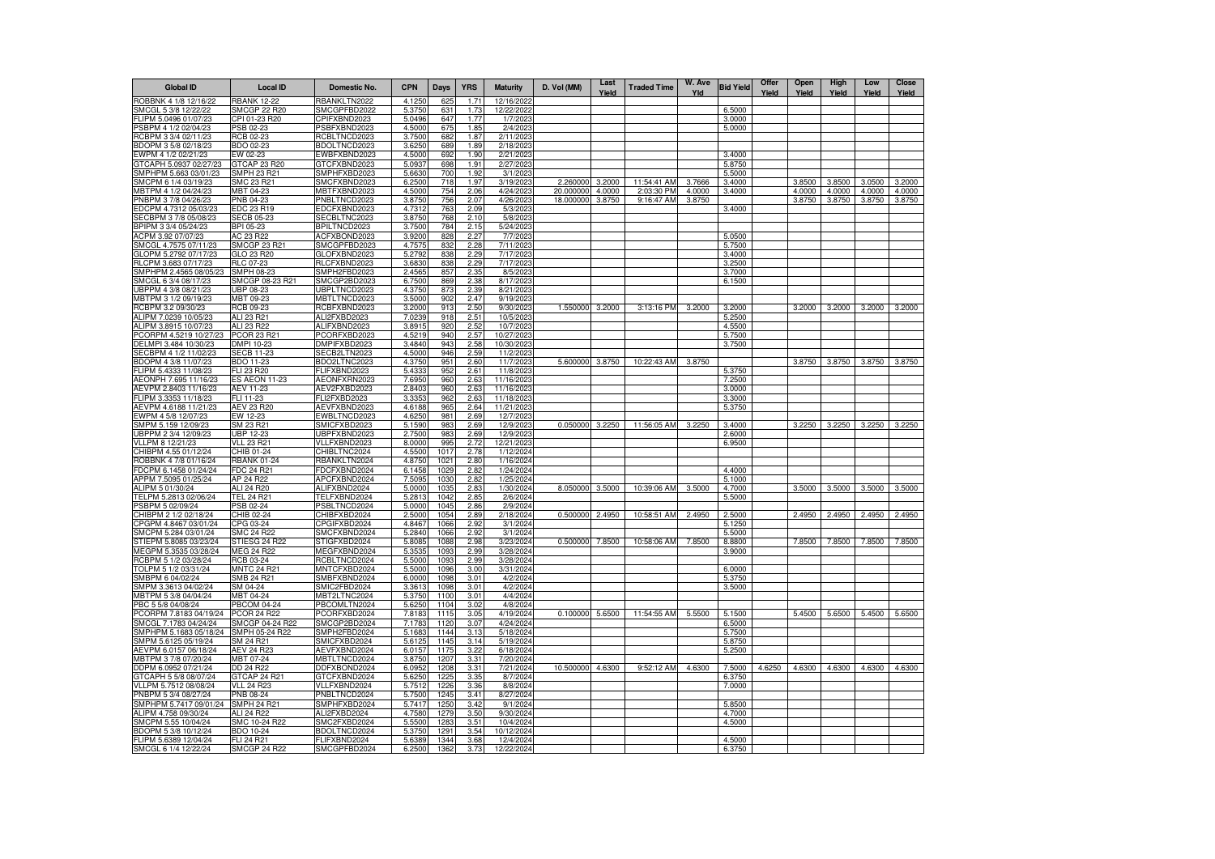| Global ID | Local ID | Domestic No. | CPN | Days | YRS | Maturity | D. Vol (MM) | Last Yield | Traded Time | W. Ave Yld | Bid Yield | Offer Yield | Open Yield | High Yield | Low Yield | Close Yield |
|---|---|---|---|---|---|---|---|---|---|---|---|---|---|---|---|---|
| ROBBNK 4 1/8 12/16/22 | RBANK 12-22 | RBANKLTN2022 | 4.1250 | 625 | 1.71 | 12/16/2022 | | | | | | | | | | |
| SMCGL 5 3/8 12/22/22 | SMCGP 22 R20 | SMCGPFBD2022 | 5.3750 | 631 | 1.73 | 12/22/2022 | | | | | 6.5000 | | | | | |
| FLIPM 5.0496 01/07/23 | CPI 01-23 R20 | CPIFXBND2023 | 5.0496 | 647 | 1.77 | 1/7/2023 | | | | | 3.0000 | | | | | |
| PSBPM 4 1/2 02/04/23 | PSB 02-23 | PSBFXBND2023 | 4.5000 | 675 | 1.85 | 2/4/2023 | | | | | 5.0000 | | | | | |
| RCBPM 3 3/4 02/11/23 | RCB 02-23 | RCBLTNCD2023 | 3.7500 | 682 | 1.87 | 2/11/2023 | | | | | | | | | | |
| BDOPM 3 5/8 02/18/23 | BDO 02-23 | BDOLTNCD2023 | 3.6250 | 689 | 1.89 | 2/18/2023 | | | | | | | | | | |
| EWPM 4 1/2 02/21/23 | EW 02-23 | EWBFXBND2023 | 4.5000 | 692 | 1.90 | 2/21/2023 | | | | | 3.4000 | | | | | |
| GTCAPH 5.0937 02/27/23 | GTCAP 23 R20 | GTCFXBND2023 | 5.0937 | 698 | 1.91 | 2/27/2023 | | | | | 5.8750 | | | | | |
| SMPHPM 5.663 03/01/23 | SMPH 23 R21 | SMPHFXBD2023 | 5.6630 | 700 | 1.92 | 3/1/2023 | | | | | 5.5000 | | | | | |
| SMCPM 6 1/4 03/19/23 | SMC 23 R21 | SMCFXBND2023 | 6.2500 | 718 | 1.97 | 3/19/2023 | 2.260000 | 3.2000 | 11:54:41 AM | 3.7666 | 3.4000 | | 3.8500 | 3.8500 | 3.0500 | 3.2000 |
| MBTPM 4 1/2 04/24/23 | MBT 04-23 | MBTFXBND2023 | 4.5000 | 754 | 2.06 | 4/24/2023 | 20.000000 | 4.0000 | 2:03:30 PM | 4.0000 | 3.4000 | | 4.0000 | 4.0000 | 4.0000 | 4.0000 |
| PNBPM 3 7/8 04/26/23 | PNB 04-23 | PNBLTNCD2023 | 3.8750 | 756 | 2.07 | 4/26/2023 | 18.000000 | 3.8750 | 9:16:47 AM | 3.8750 | | | 3.8750 | 3.8750 | 3.8750 | 3.8750 |
| EDCPM 4.7312 05/03/23 | EDC 23 R19 | EDCFXBND2023 | 4.7312 | 763 | 2.09 | 5/3/2023 | | | | | 3.4000 | | | | | |
| SECBPM 3 7/8 05/08/23 | SECB 05-23 | SECBLTNC2023 | 3.8750 | 768 | 2.10 | 5/8/2023 | | | | | | | | | | |
| BPIPM 3 3/4 05/24/23 | BPI 05-23 | BPILTNCD2023 | 3.7500 | 784 | 2.15 | 5/24/2023 | | | | | | | | | | |
| ACPM 3.92 07/07/23 | AC 23 R22 | ACFXBOND2023 | 3.9200 | 828 | 2.27 | 7/7/2023 | | | | | 5.0500 | | | | | |
| SMCGL 4.7575 07/11/23 | SMCGP 23 R21 | SMCGPFBD2023 | 4.7575 | 832 | 2.28 | 7/11/2023 | | | | | 5.7500 | | | | | |
| GLOPM 5.2792 07/17/23 | GLO 23 R20 | GLOFXBND2023 | 5.2792 | 838 | 2.29 | 7/17/2023 | | | | | 3.4000 | | | | | |
| RLCPM 3.683 07/17/23 | RLC 07-23 | RLCFXBND2023 | 3.6830 | 838 | 2.29 | 7/17/2023 | | | | | 3.2500 | | | | | |
| SMPHPM 2.4565 08/05/23 | SMPH 08-23 | SMPH2FBD2023 | 2.4565 | 857 | 2.35 | 8/5/2023 | | | | | 3.7000 | | | | | |
| SMCGL 6 3/4 08/17/23 | SMCGP 08-23 R21 | SMCGP2BD2023 | 6.7500 | 869 | 2.38 | 8/17/2023 | | | | | 6.1500 | | | | | |
| UBPPM 4 3/8 08/21/23 | UBP 08-23 | UBPLTNCD2023 | 4.3750 | 873 | 2.39 | 8/21/2023 | | | | | | | | | | |
| MBTPM 3 1/2 09/19/23 | MBT 09-23 | MBTLTNCD2023 | 3.5000 | 902 | 2.47 | 9/19/2023 | | | | | | | | | | |
| RCBPM 3.2 09/30/23 | RCB 09-23 | RCBFXBND2023 | 3.2000 | 913 | 2.50 | 9/30/2023 | 1.550000 | 3.2000 | 3:13:16 PM | 3.2000 | 3.2000 | | 3.2000 | 3.2000 | 3.2000 | 3.2000 |
| ALIPM 7.0239 10/05/23 | ALI 23 R21 | ALI2FXBD2023 | 7.0239 | 918 | 2.51 | 10/5/2023 | | | | | 5.2500 | | | | | |
| ALIPM 3.8915 10/07/23 | ALI 23 R22 | ALIFXBND2023 | 3.8915 | 920 | 2.52 | 10/7/2023 | | | | | 4.5500 | | | | | |
| PCORPM 4.5219 10/27/23 | PCOR 23 R21 | PCORFXBD2023 | 4.5219 | 940 | 2.57 | 10/27/2023 | | | | | 5.7500 | | | | | |
| DELMPI 3.484 10/30/23 | DMPI 10-23 | DMPIFXBD2023 | 3.4840 | 943 | 2.58 | 10/30/2023 | | | | | 3.7500 | | | | | |
| SECBPM 4 1/2 11/02/23 | SECB 11-23 | SECB2LTN2023 | 4.5000 | 946 | 2.59 | 11/2/2023 | | | | | | | | | | |
| BDOPM 4 3/8 11/07/23 | BDO 11-23 | BDO2LTNC2023 | 4.3750 | 951 | 2.60 | 11/7/2023 | 5.600000 | 3.8750 | 10:22:43 AM | 3.8750 | | | 3.8750 | 3.8750 | 3.8750 | 3.8750 |
| FLIPM 5.4333 11/08/23 | FLI 23 R20 | FLIFXBND2023 | 5.4333 | 952 | 2.61 | 11/8/2023 | | | | | 5.3750 | | | | | |
| AEONPH 7.695 11/16/23 | ES AEON 11-23 | AEONFXRN2023 | 7.6950 | 960 | 2.63 | 11/16/2023 | | | | | 7.2500 | | | | | |
| AEVPM 2.8403 11/16/23 | AEV 11-23 | AEV2FXBD2023 | 2.8403 | 960 | 2.63 | 11/16/2023 | | | | | 3.0000 | | | | | |
| FLIPM 3.3353 11/18/23 | FLI 11-23 | FLI2FXBD2023 | 3.3353 | 962 | 2.63 | 11/18/2023 | | | | | 3.3000 | | | | | |
| AEVPM 4.6188 11/21/23 | AEV 23 R20 | AEVFXBND2023 | 4.6188 | 965 | 2.64 | 11/21/2023 | | | | | 5.3750 | | | | | |
| EWPM 4 5/8 12/07/23 | EW 12-23 | EWBLTNCD2023 | 4.6250 | 981 | 2.69 | 12/7/2023 | | | | | | | | | | |
| SMPM 5.159 12/09/23 | SM 23 R21 | SMICFXBD2023 | 5.1590 | 983 | 2.69 | 12/9/2023 | 0.050000 | 3.2250 | 11:56:05 AM | 3.2250 | 3.4000 | | 3.2250 | 3.2250 | 3.2250 | 3.2250 |
| UBPPM 2 3/4 12/09/23 | UBP 12-23 | UBPFXBND2023 | 2.7500 | 983 | 2.69 | 12/9/2023 | | | | | 2.6000 | | | | | |
| VLLPM 8 12/21/23 | VLL 23 R21 | VLLFXBND2023 | 8.0000 | 995 | 2.72 | 12/21/2023 | | | | | 6.9500 | | | | | |
| CHIBPM 4.55 01/12/24 | CHIB 01-24 | CHIBLTNC2024 | 4.5500 | 1017 | 2.78 | 1/12/2024 | | | | | | | | | | |
| ROBBNK 4 7/8 01/16/24 | RBANK 01-24 | RBANKLTN2024 | 4.8750 | 1021 | 2.80 | 1/16/2024 | | | | | | | | | | |
| FDCPM 6.1458 01/24/24 | FDC 24 R21 | FDCFXBND2024 | 6.1458 | 1029 | 2.82 | 1/24/2024 | | | | | 4.4000 | | | | | |
| APPM 7.5095 01/25/24 | AP 24 R22 | APCFXBND2024 | 7.5095 | 1030 | 2.82 | 1/25/2024 | | | | | 5.1000 | | | | | |
| ALIPM 5 01/30/24 | ALI 24 R20 | ALIFXBND2024 | 5.0000 | 1035 | 2.83 | 1/30/2024 | 8.050000 | 3.5000 | 10:39:06 AM | 3.5000 | 4.7000 | | 3.5000 | 3.5000 | 3.5000 | 3.5000 |
| TELPM 5.2813 02/06/24 | TEL 24 R21 | TELFXBND2024 | 5.2813 | 1042 | 2.85 | 2/6/2024 | | | | | 5.5000 | | | | | |
| PSBPM 5 02/09/24 | PSB 02-24 | PSBLTNCD2024 | 5.0000 | 1045 | 2.86 | 2/9/2024 | | | | | | | | | | |
| CHIBPM 2 1/2 02/18/24 | CHIB 02-24 | CHIBFXBD2024 | 2.5000 | 1054 | 2.89 | 2/18/2024 | 0.500000 | 2.4950 | 10:58:51 AM | 2.4950 | 2.5000 | | 2.4950 | 2.4950 | 2.4950 | 2.4950 |
| CPGPM 4.8467 03/01/24 | CPG 03-24 | CPGIFXBD2024 | 4.8467 | 1066 | 2.92 | 3/1/2024 | | | | | 5.1250 | | | | | |
| SMCPM 5.284 03/01/24 | SMC 24 R22 | SMCFXBND2024 | 5.2840 | 1066 | 2.92 | 3/1/2024 | | | | | 5.5000 | | | | | |
| STIEPM 5.8085 03/23/24 | STIESG 24 R22 | STIGFXBD2024 | 5.8085 | 1088 | 2.98 | 3/23/2024 | 0.500000 | 7.8500 | 10:58:06 AM | 7.8500 | 8.8800 | | 7.8500 | 7.8500 | 7.8500 | 7.8500 |
| MEGPM 5.3535 03/28/24 | MEG 24 R22 | MEGFXBND2024 | 5.3535 | 1093 | 2.99 | 3/28/2024 | | | | | 3.9000 | | | | | |
| RCBPM 5 1/2 03/28/24 | RCB 03-24 | RCBLTNCD2024 | 5.5000 | 1093 | 2.99 | 3/28/2024 | | | | | | | | | | |
| TOLPM 5 1/2 03/31/24 | MNTC 24 R21 | MNTCFXBD2024 | 5.5000 | 1096 | 3.00 | 3/31/2024 | | | | | 6.0000 | | | | | |
| SMBPM 6 04/02/24 | SMB 24 R21 | SMBFXBND2024 | 6.0000 | 1098 | 3.01 | 4/2/2024 | | | | | 5.3750 | | | | | |
| SMPM 3.3613 04/02/24 | SM 04-24 | SMIC2FBD2024 | 3.3613 | 1098 | 3.01 | 4/2/2024 | | | | | 3.5000 | | | | | |
| MBTPM 5 3/8 04/04/24 | MBT 04-24 | MBT2LTNC2024 | 5.3750 | 1100 | 3.01 | 4/4/2024 | | | | | | | | | | |
| PBC 5 5/8 04/08/24 | PBCOM 04-24 | PBCOMLTN2024 | 5.6250 | 1104 | 3.02 | 4/8/2024 | | | | | | | | | | |
| PCORPM 7.8183 04/19/24 | PCOR 24 R22 | PCORFXBD2024 | 7.8183 | 1115 | 3.05 | 4/19/2024 | 0.100000 | 5.6500 | 11:54:55 AM | 5.5500 | 5.1500 | | 5.4500 | 5.6500 | 5.4500 | 5.6500 |
| SMCGL 7.1783 04/24/24 | SMCGP 04-24 R22 | SMCGP2BD2024 | 7.1783 | 1120 | 3.07 | 4/24/2024 | | | | | 6.5000 | | | | | |
| SMPHPM 5.1683 05/18/24 | SMPH 05-24 R22 | SMPH2FBD2024 | 5.1683 | 1144 | 3.13 | 5/18/2024 | | | | | 5.7500 | | | | | |
| SMPM 5.6125 05/19/24 | SM 24 R21 | SMICFXBD2024 | 5.6125 | 1145 | 3.14 | 5/19/2024 | | | | | 5.8750 | | | | | |
| AEVPM 6.0157 06/18/24 | AEV 24 R23 | AEVFXBND2024 | 6.0157 | 1175 | 3.22 | 6/18/2024 | | | | | 5.2500 | | | | | |
| MBTPM 3 7/8 07/20/24 | MBT 07-24 | MBTLTNCD2024 | 3.8750 | 1207 | 3.31 | 7/20/2024 | | | | | | | | | | |
| DDPM 6.0952 07/21/24 | DD 24 R22 | DDFXBOND2024 | 6.0952 | 1208 | 3.31 | 7/21/2024 | 10.500000 | 4.6300 | 9:52:12 AM | 4.6300 | 7.5000 | 4.6250 | 4.6300 | 4.6300 | 4.6300 | 4.6300 |
| GTCAPH 5 5/8 08/07/24 | GTCAP 24 R21 | GTCFXBND2024 | 5.6250 | 1225 | 3.35 | 8/7/2024 | | | | | 6.3750 | | | | | |
| VLLPM 5.7512 08/08/24 | VLL 24 R23 | VLLFXBND2024 | 5.7512 | 1226 | 3.36 | 8/8/2024 | | | | | 7.0000 | | | | | |
| PNBPM 5 3/4 08/27/24 | PNB 08-24 | PNBLTNCD2024 | 5.7500 | 1245 | 3.41 | 8/27/2024 | | | | | | | | | | |
| SMPHPM 5.7417 09/01/24 | SMPH 24 R21 | SMPHFXBD2024 | 5.7417 | 1250 | 3.42 | 9/1/2024 | | | | | 5.8500 | | | | | |
| ALIPM 4.758 09/30/24 | ALI 24 R22 | ALI2FXBD2024 | 4.7580 | 1279 | 3.50 | 9/30/2024 | | | | | 4.7000 | | | | | |
| SMCPM 5.55 10/04/24 | SMC 10-24 R22 | SMC2FXBD2024 | 5.5500 | 1283 | 3.51 | 10/4/2024 | | | | | 4.5000 | | | | | |
| BDOPM 5 3/8 10/12/24 | BDO 10-24 | BDOLTNCD2024 | 5.3750 | 1291 | 3.54 | 10/12/2024 | | | | | | | | | | |
| FLIPM 5.6389 12/04/24 | FLI 24 R21 | FLIFXBND2024 | 5.6389 | 1344 | 3.68 | 12/4/2024 | | | | | 4.5000 | | | | | |
| SMCGL 6 1/4 12/22/24 | SMCGP 24 R22 | SMCGPFBD2024 | 6.2500 | 1362 | 3.73 | 12/22/2024 | | | | | 6.3750 | | | | | |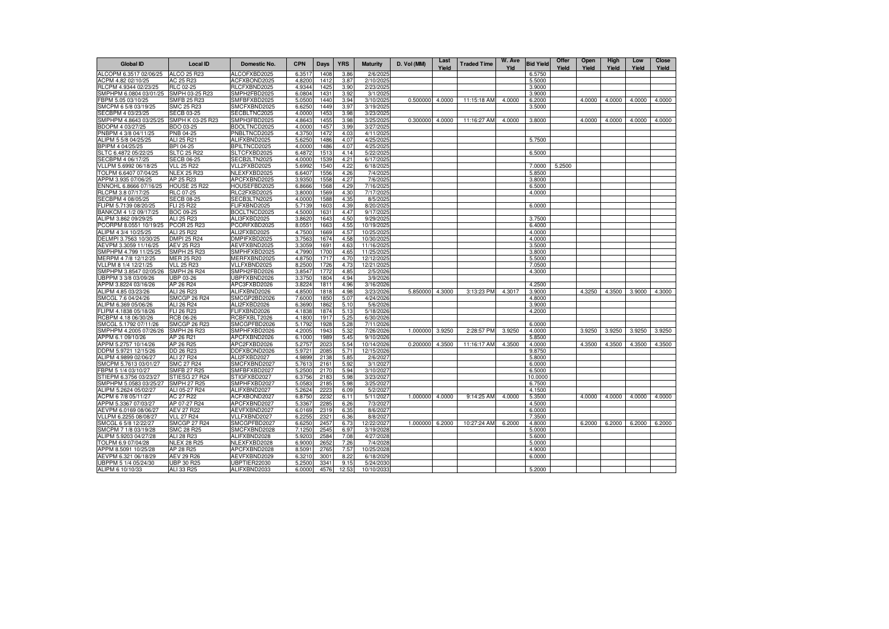| Global ID | Local ID | Domestic No. | CPN | Days | YRS | Maturity | D. Vol (MM) | Last Yield | Traded Time | W. Ave Yld | Bid Yield | Offer Yield | Open Yield | High Yield | Low Yield | Close Yield |
|---|---|---|---|---|---|---|---|---|---|---|---|---|---|---|---|---|
| ALCOPM 6.3517 02/06/25 | ALCO 25 R23 | ALCOFXBD2025 | 6.3517 | 1408 | 3.86 | 2/6/2025 | | | | | 6.5750 | | | | | |
| ACPM 4.82 02/10/25 | AC 25 R23 | ACFXBOND2025 | 4.8200 | 1412 | 3.87 | 2/10/2025 | | | | | 5.5000 | | | | | |
| RLCPM 4.9344 02/23/25 | RLC 02-25 | RLCFXBND2025 | 4.9344 | 1425 | 3.90 | 2/23/2025 | | | | | 3.9000 | | | | | |
| SMPHPM 6.0804 03/01/25 | SMPH 03-25 R23 | SMPH2FBD2025 | 6.0804 | 1431 | 3.92 | 3/1/2025 | | | | | 3.9000 | | | | | |
| FBPM 5.05 03/10/25 | SMFB 25 R23 | SMFBFXBD2025 | 5.0500 | 1440 | 3.94 | 3/10/2025 | 0.500000 | 4.0000 | 11:15:18 AM | 4.0000 | 6.2000 | | 4.0000 | 4.0000 | 4.0000 | 4.0000 |
| SMCPM 6 5/8 03/19/25 | SMC 25 R23 | SMCFXBND2025 | 6.6250 | 1449 | 3.97 | 3/19/2025 | | | | | 3.5000 | | | | | |
| SECBPM 4 03/23/25 | SECB 03-25 | SECBLTNC2025 | 4.0000 | 1453 | 3.98 | 3/23/2025 | | | | | | | | | | |
| SMPHPM 4.8643 03/25/25 | SMPH K 03-25 R23 | SMPH3FBD2025 | 4.8643 | 1455 | 3.98 | 3/25/2025 | 0.300000 | 4.0000 | 11:16:27 AM | 4.0000 | 3.8000 | | 4.0000 | 4.0000 | 4.0000 | 4.0000 |
| BDOPM 4 03/27/25 | BDO 03-25 | BDOLTNCD2025 | 4.0000 | 1457 | 3.99 | 3/27/2025 | | | | | | | | | | |
| PNBPM 4 3/8 04/11/25 | PNB 04-25 | PNBLTNCD2025 | 4.3750 | 1472 | 4.03 | 4/11/2025 | | | | | | | | | | |
| ALIPM 5 5/8 04/25/25 | ALI 25 R21 | ALIFXBND2025 | 5.6250 | 1486 | 4.07 | 4/25/2025 | | | | | 5.7500 | | | | | |
| BPIPM 4 04/25/25 | BPI 04-25 | BPILTNCD2025 | 4.0000 | 1486 | 4.07 | 4/25/2025 | | | | | | | | | | |
| SLTC 6.4872 05/22/25 | SLTC 25 R22 | SLTCFXBD2025 | 6.4872 | 1513 | 4.14 | 5/22/2025 | | | | | 6.5000 | | | | | |
| SECBPM 4 06/17/25 | SECB 06-25 | SECB2LTN2025 | 4.0000 | 1539 | 4.21 | 6/17/2025 | | | | | | | | | | |
| VLLPM 5.6992 06/18/25 | VLL 25 R22 | VLL2FXBD2025 | 5.6992 | 1540 | 4.22 | 6/18/2025 | | | | | 7.0000 | 5.2500 | | | | |
| TOLPM 6.6407 07/04/25 | NLEX 25 R23 | NLEXFXBD2025 | 6.6407 | 1556 | 4.26 | 7/4/2025 | | | | | 5.8500 | | | | | |
| APPM 3.935 07/06/25 | AP 25 R23 | APCFXBND2025 | 3.9350 | 1558 | 4.27 | 7/6/2025 | | | | | 3.8000 | | | | | |
| ENNOHL 6.8666 07/16/25 | HOUSE 25 R22 | HOUSEFBD2025 | 6.8666 | 1568 | 4.29 | 7/16/2025 | | | | | 6.5000 | | | | | |
| RLCPM 3.8 07/17/25 | RLC 07-25 | RLC2FXBD2025 | 3.8000 | 1569 | 4.30 | 7/17/2025 | | | | | 4.0000 | | | | | |
| SECBPM 4 08/05/25 | SECB 08-25 | SECB3LTN2025 | 4.0000 | 1588 | 4.35 | 8/5/2025 | | | | | | | | | | |
| FLIPM 5.7139 08/20/25 | FLI 25 R22 | FLIFXBND2025 | 5.7139 | 1603 | 4.39 | 8/20/2025 | | | | | 6.0000 | | | | | |
| BANKCM 4 1/2 09/17/25 | BOC 09-25 | BOCLTNCD2025 | 4.5000 | 1631 | 4.47 | 9/17/2025 | | | | | | | | | | |
| ALIPM 3.862 09/29/25 | ALI 25 R23 | ALI3FXBD2025 | 3.8620 | 1643 | 4.50 | 9/29/2025 | | | | | 3.7500 | | | | | |
| PCORPM 8.0551 10/19/25 | PCOR 25 R23 | PCORFXBD2025 | 8.0551 | 1663 | 4.55 | 10/19/2025 | | | | | 6.4000 | | | | | |
| ALIPM 4 3/4 10/25/25 | ALI 25 R22 | ALI2FXBD2025 | 4.7500 | 1669 | 4.57 | 10/25/2025 | | | | | 4.0000 | | | | | |
| DELMPI 3.7563 10/30/25 | DMPI 25 R24 | DMPIFXBD2025 | 3.7563 | 1674 | 4.58 | 10/30/2025 | | | | | 4.0000 | | | | | |
| AEVPM 3.3059 11/16/25 | AEV 25 R23 | AEVFXBND2025 | 3.3059 | 1691 | 4.63 | 11/16/2025 | | | | | 3.5000 | | | | | |
| SMPHPM 4.799 11/25/25 | SMPH 25 R23 | SMPHFXBD2025 | 4.7990 | 1700 | 4.65 | 11/25/2025 | | | | | 3.8000 | | | | | |
| MERPM 4 7/8 12/12/25 | MER 25 R20 | MERFXBND2025 | 4.8750 | 1717 | 4.70 | 12/12/2025 | | | | | 5.5000 | | | | | |
| VLLPM 8 1/4 12/21/25 | VLL 25 R23 | VLLFXBND2025 | 8.2500 | 1726 | 4.73 | 12/21/2025 | | | | | 7.0500 | | | | | |
| SMPHPM 3.8547 02/05/26 | SMPH 26 R24 | SMPH2FBD2026 | 3.8547 | 1772 | 4.85 | 2/5/2026 | | | | | 4.3000 | | | | | |
| UBPPM 3 3/8 03/09/26 | UBP 03-26 | UBPFXBND2026 | 3.3750 | 1804 | 4.94 | 3/9/2026 | | | | | | | | | | |
| APPM 3.8224 03/16/26 | AP 26 R24 | APC3FXBD2026 | 3.8224 | 1811 | 4.96 | 3/16/2026 | | | | | 4.2500 | | | | | |
| ALIPM 4.85 03/23/26 | ALI 26 R23 | ALIFXBND2026 | 4.8500 | 1818 | 4.98 | 3/23/2026 | 5.850000 | 4.3000 | 3:13:23 PM | 4.3017 | 3.9000 | | 4.3250 | 4.3500 | 3.9000 | 4.3000 |
| SMCGL 7.6 04/24/26 | SMCGP 26 R24 | SMCGP2BD2026 | 7.6000 | 1850 | 5.07 | 4/24/2026 | | | | | 4.8000 | | | | | |
| ALIPM 6.369 05/06/26 | ALI 26 R24 | ALI2FXBD2026 | 6.3690 | 1862 | 5.10 | 5/6/2026 | | | | | 3.9000 | | | | | |
| FLIPM 4.1838 05/18/26 | FLI 26 R23 | FLIFXBND2026 | 4.1838 | 1874 | 5.13 | 5/18/2026 | | | | | 4.2000 | | | | | |
| RCBPM 4.18 06/30/26 | RCB 06-26 | RCBFXBLT2026 | 4.1800 | 1917 | 5.25 | 6/30/2026 | | | | | | | | | | |
| SMCGL 5.1792 07/11/26 | SMCGP 26 R23 | SMCGPFBD2026 | 5.1792 | 1928 | 5.28 | 7/11/2026 | | | | | 6.0000 | | | | | |
| SMPHPM 4.2005 07/26/26 | SMPH 26 R23 | SMPHFXBD2026 | 4.2005 | 1943 | 5.32 | 7/26/2026 | 1.000000 | 3.9250 | 2:28:57 PM | 3.9250 | 4.0000 | | 3.9250 | 3.9250 | 3.9250 | 3.9250 |
| APPM 6.1 09/10/26 | AP 26 R21 | APCFXBND2026 | 6.1000 | 1989 | 5.45 | 9/10/2026 | | | | | 5.8500 | | | | | |
| APPM 5.2757 10/14/26 | AP 26 R25 | APC2FXBD2026 | 5.2757 | 2023 | 5.54 | 10/14/2026 | 0.200000 | 4.3500 | 11:16:17 AM | 4.3500 | 4.0000 | | 4.3500 | 4.3500 | 4.3500 | 4.3500 |
| DDPM 5.9721 12/15/26 | DD 26 R23 | DDFXBOND2026 | 5.9721 | 2085 | 5.71 | 12/15/2026 | | | | | 9.8750 | | | | | |
| ALIPM 4.9899 02/06/27 | ALI 27 R24 | ALI2FXBD2027 | 4.9899 | 2138 | 5.85 | 2/6/2027 | | | | | 5.8000 | | | | | |
| SMCPM 5.7613 03/01/27 | SMC 27 R24 | SMCFXBND2027 | 5.7613 | 2161 | 5.92 | 3/1/2027 | | | | | 6.0000 | | | | | |
| FBPM 5 1/4 03/10/27 | SMFB 27 R25 | SMFBFXBD2027 | 5.2500 | 2170 | 5.94 | 3/10/2027 | | | | | 6.5000 | | | | | |
| STIEPM 6.3756 03/23/27 | STIESG 27 R24 | STIGFXBD2027 | 6.3756 | 2183 | 5.98 | 3/23/2027 | | | | | 10.0000 | | | | | |
| SMPHPM 5.0583 03/25/27 | SMPH 27 R25 | SMPHFXBD2027 | 5.0583 | 2185 | 5.98 | 3/25/2027 | | | | | 6.7500 | | | | | |
| ALIPM 5.2624 05/02/27 | ALI 05-27 R24 | ALIFXBND2027 | 5.2624 | 2223 | 6.09 | 5/2/2027 | | | | | 4.1500 | | | | | |
| ACPM 6 7/8 05/11/27 | AC 27 R22 | ACFXBOND2027 | 6.8750 | 2232 | 6.11 | 5/11/2027 | 1.000000 | 4.0000 | 9:14:25 AM | 4.0000 | 5.3500 | | 4.0000 | 4.0000 | 4.0000 | 4.0000 |
| APPM 5.3367 07/03/27 | AP 07-27 R24 | APCFXBND2027 | 5.3367 | 2285 | 6.26 | 7/3/2027 | | | | | 4.5000 | | | | | |
| AEVPM 6.0169 08/06/27 | AEV 27 R22 | AEVFXBND2027 | 6.0169 | 2319 | 6.35 | 8/6/2027 | | | | | 6.0000 | | | | | |
| VLLPM 6.2255 08/08/27 | VLL 27 R24 | VLLFXBND2027 | 6.2255 | 2321 | 6.36 | 8/8/2027 | | | | | 7.3500 | | | | | |
| SMCGL 6 5/8 12/22/27 | SMCGP 27 R24 | SMCGPFBD2027 | 6.6250 | 2457 | 6.73 | 12/22/2027 | 1.000000 | 6.2000 | 10:27:24 AM | 6.2000 | 4.8000 | | 6.2000 | 6.2000 | 6.2000 | 6.2000 |
| SMCPM 7 1/8 03/19/28 | SMC 28 R25 | SMCFXBND2028 | 7.1250 | 2545 | 6.97 | 3/19/2028 | | | | | 5.0000 | | | | | |
| ALIPM 5.9203 04/27/28 | ALI 28 R23 | ALIFXBND2028 | 5.9203 | 2584 | 7.08 | 4/27/2028 | | | | | 5.6000 | | | | | |
| TOLPM 6.9 07/04/28 | NLEX 28 R25 | NLEXFXBD2028 | 6.9000 | 2652 | 7.26 | 7/4/2028 | | | | | 5.0000 | | | | | |
| APPM 8.5091 10/25/28 | AP 28 R25 | APCFXBND2028 | 8.5091 | 2765 | 7.57 | 10/25/2028 | | | | | 4.9000 | | | | | |
| AEVPM 6.321 06/18/29 | AEV 29 R26 | AEVFXBND2029 | 6.3210 | 3001 | 8.22 | 6/18/2029 | | | | | 6.0000 | | | | | |
| UBPPM 5 1/4 05/24/30 | UBP 30 R25 | UBPTIER22030 | 5.2500 | 3341 | 9.15 | 5/24/2030 | | | | | | | | | | |
| ALIPM 6 10/10/33 | ALI 33 R25 | ALIFXBND2033 | 6.0000 | 4576 | 12.53 | 10/10/2033 | | | | | 5.2000 | | | | | |